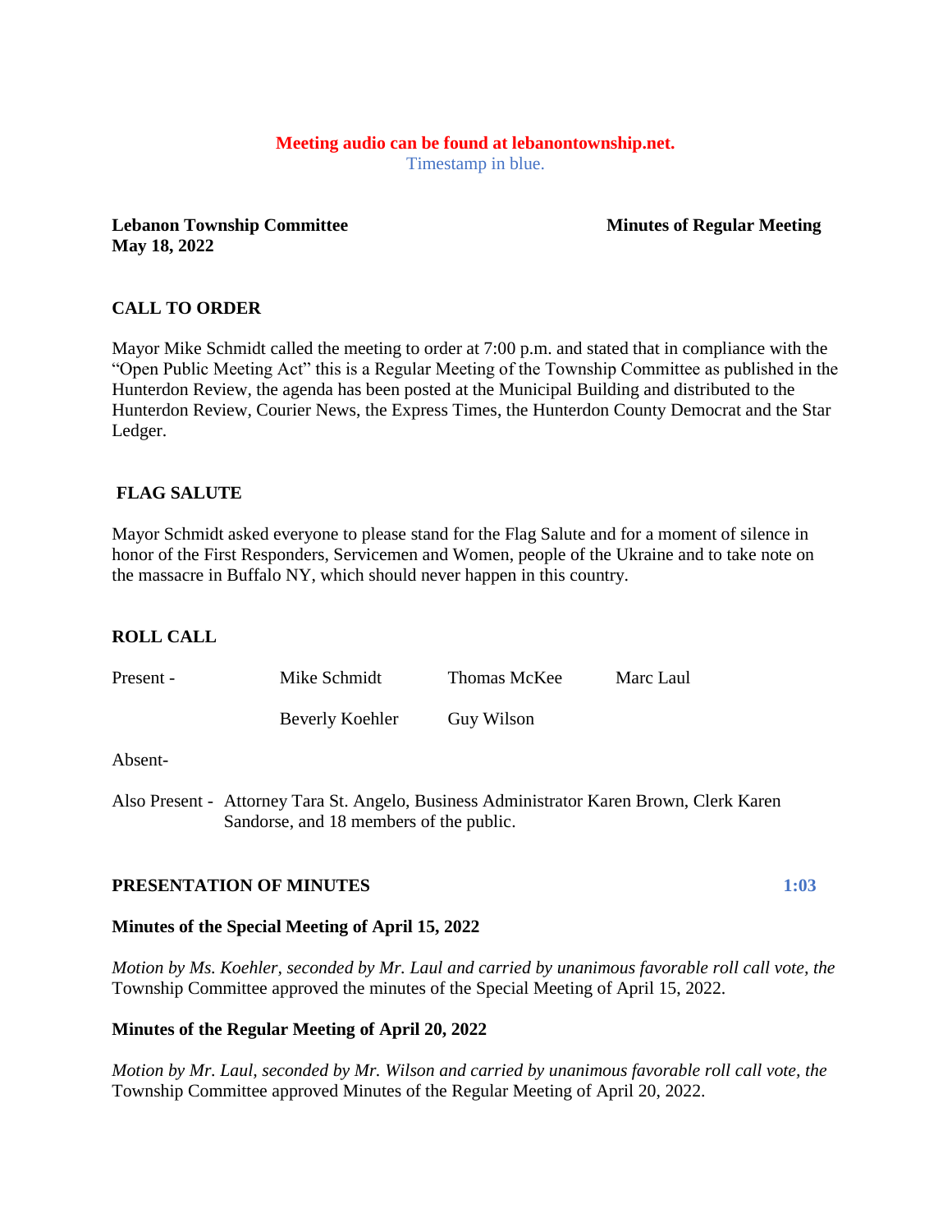**Meeting audio can be found at lebanontownship.net.**
Timestamp in blue.

**Lebanon Township Committee** **Minutes of Regular Meeting**
**May 18, 2022**

## CALL TO ORDER

Mayor Mike Schmidt called the meeting to order at 7:00 p.m. and stated that in compliance with the "Open Public Meeting Act" this is a Regular Meeting of the Township Committee as published in the Hunterdon Review, the agenda has been posted at the Municipal Building and distributed to the Hunterdon Review, Courier News, the Express Times, the Hunterdon County Democrat and the Star Ledger.

## FLAG SALUTE

Mayor Schmidt asked everyone to please stand for the Flag Salute and for a moment of silence in honor of the First Responders, Servicemen and Women, people of the Ukraine and to take note on the massacre in Buffalo NY, which should never happen in this country.

## ROLL CALL

| Present - | Mike Schmidt | Thomas McKee | Marc Laul |
|---|---|---|---|
| | Beverly Koehler | Guy Wilson | |

Absent-

Also Present - Attorney Tara St. Angelo, Business Administrator Karen Brown, Clerk Karen Sandorse, and 18 members of the public.

## PRESENTATION OF MINUTES **1:03**

**Minutes of the Special Meeting of April 15, 2022**

*Motion by Ms. Koehler, seconded by Mr. Laul and carried by unanimous favorable roll call vote, the* Township Committee approved the minutes of the Special Meeting of April 15, 2022.

**Minutes of the Regular Meeting of April 20, 2022**

*Motion by Mr. Laul, seconded by Mr. Wilson and carried by unanimous favorable roll call vote, the* Township Committee approved Minutes of the Regular Meeting of April 20, 2022.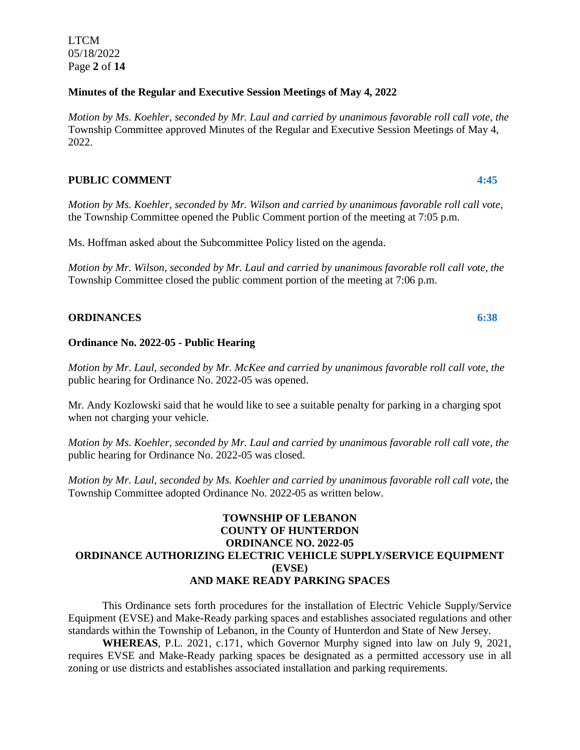**Minutes of the Regular and Executive Session Meetings of May 4, 2022**

*Motion by Ms. Koehler, seconded by Mr. Laul and carried by unanimous favorable roll call vote, the* Township Committee approved Minutes of the Regular and Executive Session Meetings of May 4, 2022.

**PUBLIC COMMENT** **4:45**

*Motion by Ms. Koehler, seconded by Mr. Wilson and carried by unanimous favorable roll call vote,* the Township Committee opened the Public Comment portion of the meeting at 7:05 p.m.

Ms. Hoffman asked about the Subcommittee Policy listed on the agenda.

*Motion by Mr. Wilson, seconded by Mr. Laul and carried by unanimous favorable roll call vote, the* Township Committee closed the public comment portion of the meeting at 7:06 p.m.

**ORDINANCES** **6:38**

**Ordinance No. 2022-05 - Public Hearing**

*Motion by Mr. Laul, seconded by Mr. McKee and carried by unanimous favorable roll call vote, the* public hearing for Ordinance No. 2022-05 was opened.

Mr. Andy Kozlowski said that he would like to see a suitable penalty for parking in a charging spot when not charging your vehicle.

*Motion by Ms. Koehler, seconded by Mr. Laul and carried by unanimous favorable roll call vote, the* public hearing for Ordinance No. 2022-05 was closed.

*Motion by Mr. Laul, seconded by Ms. Koehler and carried by unanimous favorable roll call vote,* the Township Committee adopted Ordinance No. 2022-05 as written below.

**TOWNSHIP OF LEBANON**
**COUNTY OF HUNTERDON**
**ORDINANCE NO. 2022-05**
**ORDINANCE AUTHORIZING ELECTRIC VEHICLE SUPPLY/SERVICE EQUIPMENT (EVSE)**
**AND MAKE READY PARKING SPACES**

This Ordinance sets forth procedures for the installation of Electric Vehicle Supply/Service Equipment (EVSE) and Make-Ready parking spaces and establishes associated regulations and other standards within the Township of Lebanon, in the County of Hunterdon and State of New Jersey.

**WHEREAS**, P.L. 2021, c.171, which Governor Murphy signed into law on July 9, 2021, requires EVSE and Make-Ready parking spaces be designated as a permitted accessory use in all zoning or use districts and establishes associated installation and parking requirements.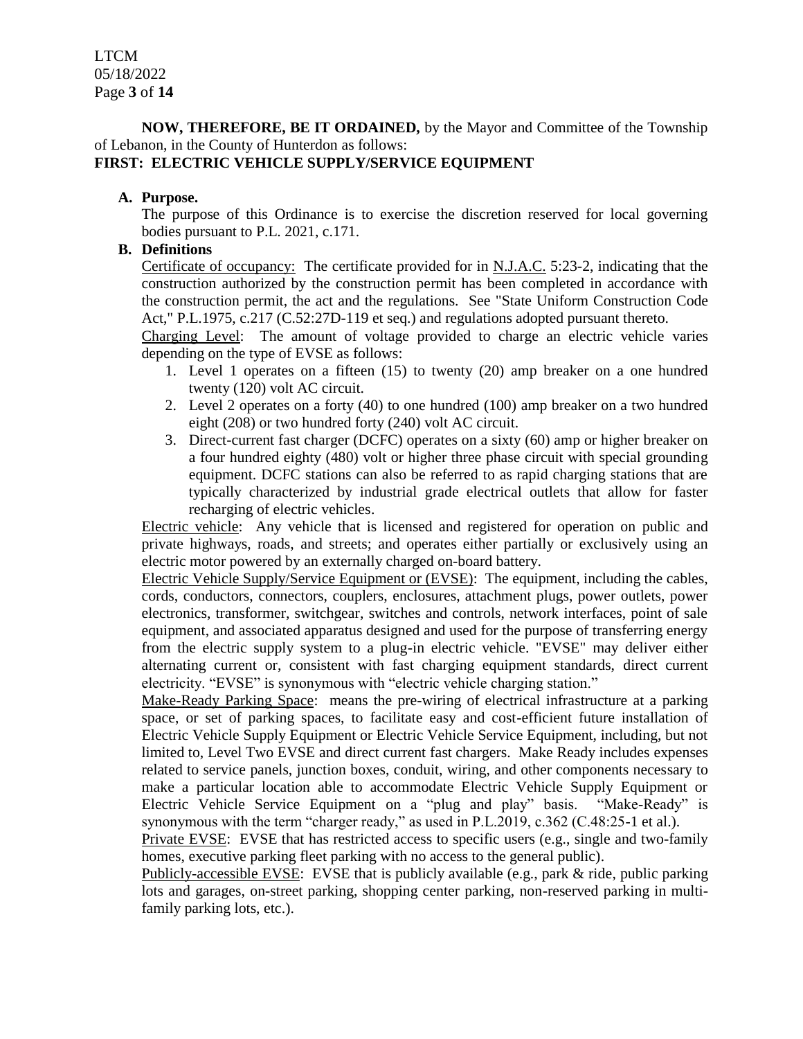**NOW, THEREFORE, BE IT ORDAINED,** by the Mayor and Committee of the Township of Lebanon, in the County of Hunterdon as follows:

**FIRST: ELECTRIC VEHICLE SUPPLY/SERVICE EQUIPMENT**

**A. Purpose.**

The purpose of this Ordinance is to exercise the discretion reserved for local governing bodies pursuant to P.L. 2021, c.171.

**B. Definitions**

Certificate of occupancy: The certificate provided for in N.J.A.C. 5:23-2, indicating that the construction authorized by the construction permit has been completed in accordance with the construction permit, the act and the regulations. See "State Uniform Construction Code Act," P.L.1975, c.217 (C.52:27D-119 et seq.) and regulations adopted pursuant thereto.

Charging Level: The amount of voltage provided to charge an electric vehicle varies depending on the type of EVSE as follows:

1. Level 1 operates on a fifteen (15) to twenty (20) amp breaker on a one hundred twenty (120) volt AC circuit.
2. Level 2 operates on a forty (40) to one hundred (100) amp breaker on a two hundred eight (208) or two hundred forty (240) volt AC circuit.
3. Direct-current fast charger (DCFC) operates on a sixty (60) amp or higher breaker on a four hundred eighty (480) volt or higher three phase circuit with special grounding equipment. DCFC stations can also be referred to as rapid charging stations that are typically characterized by industrial grade electrical outlets that allow for faster recharging of electric vehicles.

Electric vehicle: Any vehicle that is licensed and registered for operation on public and private highways, roads, and streets; and operates either partially or exclusively using an electric motor powered by an externally charged on-board battery.

Electric Vehicle Supply/Service Equipment or (EVSE): The equipment, including the cables, cords, conductors, connectors, couplers, enclosures, attachment plugs, power outlets, power electronics, transformer, switchgear, switches and controls, network interfaces, point of sale equipment, and associated apparatus designed and used for the purpose of transferring energy from the electric supply system to a plug-in electric vehicle. "EVSE" may deliver either alternating current or, consistent with fast charging equipment standards, direct current electricity. "EVSE" is synonymous with "electric vehicle charging station."

Make-Ready Parking Space: means the pre-wiring of electrical infrastructure at a parking space, or set of parking spaces, to facilitate easy and cost-efficient future installation of Electric Vehicle Supply Equipment or Electric Vehicle Service Equipment, including, but not limited to, Level Two EVSE and direct current fast chargers. Make Ready includes expenses related to service panels, junction boxes, conduit, wiring, and other components necessary to make a particular location able to accommodate Electric Vehicle Supply Equipment or Electric Vehicle Service Equipment on a "plug and play" basis. "Make-Ready" is synonymous with the term "charger ready," as used in P.L.2019, c.362 (C.48:25-1 et al.).

Private EVSE: EVSE that has restricted access to specific users (e.g., single and two-family homes, executive parking fleet parking with no access to the general public).

Publicly-accessible EVSE: EVSE that is publicly available (e.g., park & ride, public parking lots and garages, on-street parking, shopping center parking, non-reserved parking in multi-family parking lots, etc.).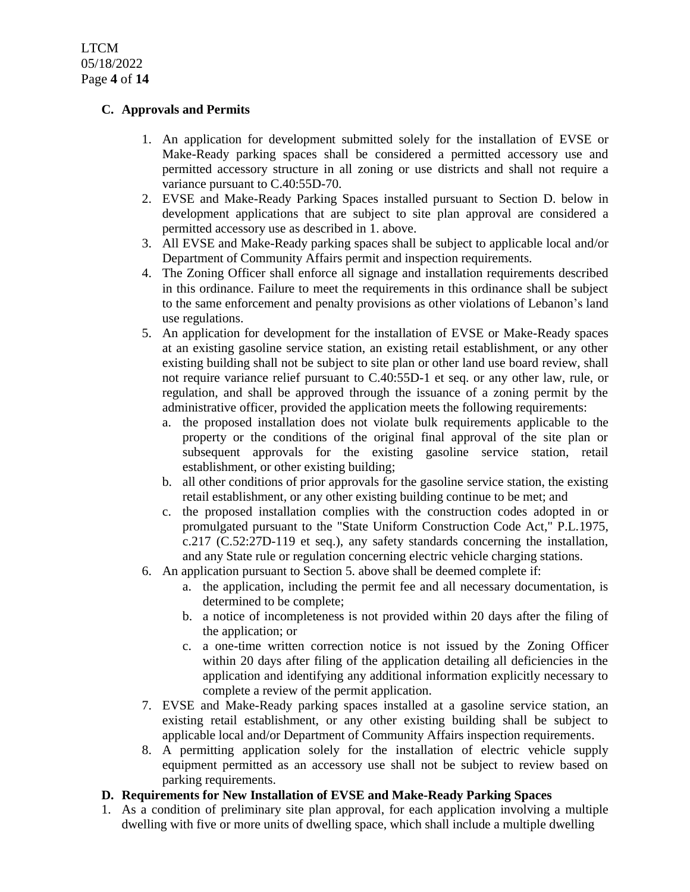### C. Approvals and Permits

1. An application for development submitted solely for the installation of EVSE or Make-Ready parking spaces shall be considered a permitted accessory use and permitted accessory structure in all zoning or use districts and shall not require a variance pursuant to C.40:55D-70.
2. EVSE and Make-Ready Parking Spaces installed pursuant to Section D. below in development applications that are subject to site plan approval are considered a permitted accessory use as described in 1. above.
3. All EVSE and Make-Ready parking spaces shall be subject to applicable local and/or Department of Community Affairs permit and inspection requirements.
4. The Zoning Officer shall enforce all signage and installation requirements described in this ordinance. Failure to meet the requirements in this ordinance shall be subject to the same enforcement and penalty provisions as other violations of Lebanon's land use regulations.
5. An application for development for the installation of EVSE or Make-Ready spaces at an existing gasoline service station, an existing retail establishment, or any other existing building shall not be subject to site plan or other land use board review, shall not require variance relief pursuant to C.40:55D-1 et seq. or any other law, rule, or regulation, and shall be approved through the issuance of a zoning permit by the administrative officer, provided the application meets the following requirements:
   a. the proposed installation does not violate bulk requirements applicable to the property or the conditions of the original final approval of the site plan or subsequent approvals for the existing gasoline service station, retail establishment, or other existing building;
   b. all other conditions of prior approvals for the gasoline service station, the existing retail establishment, or any other existing building continue to be met; and
   c. the proposed installation complies with the construction codes adopted in or promulgated pursuant to the "State Uniform Construction Code Act," P.L.1975, c.217 (C.52:27D-119 et seq.), any safety standards concerning the installation, and any State rule or regulation concerning electric vehicle charging stations.
6. An application pursuant to Section 5. above shall be deemed complete if:
   a. the application, including the permit fee and all necessary documentation, is determined to be complete;
   b. a notice of incompleteness is not provided within 20 days after the filing of the application; or
   c. a one-time written correction notice is not issued by the Zoning Officer within 20 days after filing of the application detailing all deficiencies in the application and identifying any additional information explicitly necessary to complete a review of the permit application.
7. EVSE and Make-Ready parking spaces installed at a gasoline service station, an existing retail establishment, or any other existing building shall be subject to applicable local and/or Department of Community Affairs inspection requirements.
8. A permitting application solely for the installation of electric vehicle supply equipment permitted as an accessory use shall not be subject to review based on parking requirements.

### D. Requirements for New Installation of EVSE and Make-Ready Parking Spaces

1. As a condition of preliminary site plan approval, for each application involving a multiple dwelling with five or more units of dwelling space, which shall include a multiple dwelling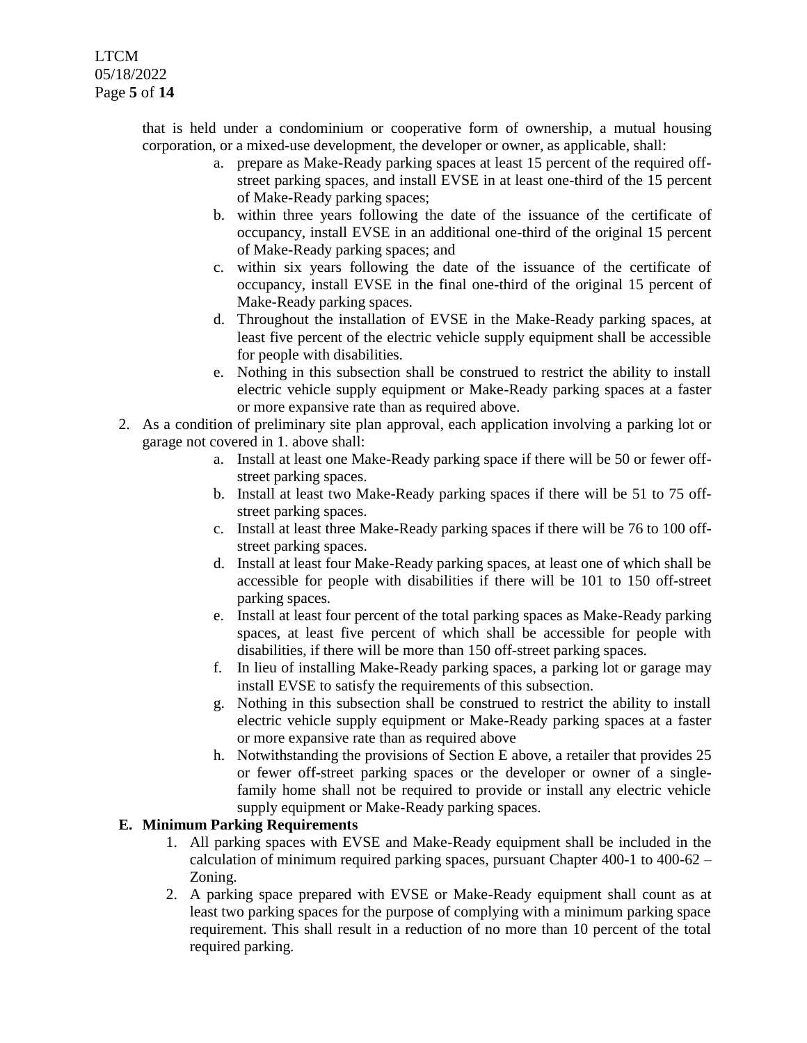that is held under a condominium or cooperative form of ownership, a mutual housing corporation, or a mixed-use development, the developer or owner, as applicable, shall:

   a. prepare as Make-Ready parking spaces at least 15 percent of the required off-street parking spaces, and install EVSE in at least one-third of the 15 percent of Make-Ready parking spaces;
   b. within three years following the date of the issuance of the certificate of occupancy, install EVSE in an additional one-third of the original 15 percent of Make-Ready parking spaces; and
   c. within six years following the date of the issuance of the certificate of occupancy, install EVSE in the final one-third of the original 15 percent of Make-Ready parking spaces.
   d. Throughout the installation of EVSE in the Make-Ready parking spaces, at least five percent of the electric vehicle supply equipment shall be accessible for people with disabilities.
   e. Nothing in this subsection shall be construed to restrict the ability to install electric vehicle supply equipment or Make-Ready parking spaces at a faster or more expansive rate than as required above.

2. As a condition of preliminary site plan approval, each application involving a parking lot or garage not covered in 1. above shall:
   a. Install at least one Make-Ready parking space if there will be 50 or fewer off-street parking spaces.
   b. Install at least two Make-Ready parking spaces if there will be 51 to 75 off-street parking spaces.
   c. Install at least three Make-Ready parking spaces if there will be 76 to 100 off-street parking spaces.
   d. Install at least four Make-Ready parking spaces, at least one of which shall be accessible for people with disabilities if there will be 101 to 150 off-street parking spaces.
   e. Install at least four percent of the total parking spaces as Make-Ready parking spaces, at least five percent of which shall be accessible for people with disabilities, if there will be more than 150 off-street parking spaces.
   f. In lieu of installing Make-Ready parking spaces, a parking lot or garage may install EVSE to satisfy the requirements of this subsection.
   g. Nothing in this subsection shall be construed to restrict the ability to install electric vehicle supply equipment or Make-Ready parking spaces at a faster or more expansive rate than as required above
   h. Notwithstanding the provisions of Section E above, a retailer that provides 25 or fewer off-street parking spaces or the developer or owner of a single-family home shall not be required to provide or install any electric vehicle supply equipment or Make-Ready parking spaces.

**E. Minimum Parking Requirements**

1. All parking spaces with EVSE and Make-Ready equipment shall be included in the calculation of minimum required parking spaces, pursuant Chapter 400-1 to 400-62 – Zoning.
2. A parking space prepared with EVSE or Make-Ready equipment shall count as at least two parking spaces for the purpose of complying with a minimum parking space requirement. This shall result in a reduction of no more than 10 percent of the total required parking.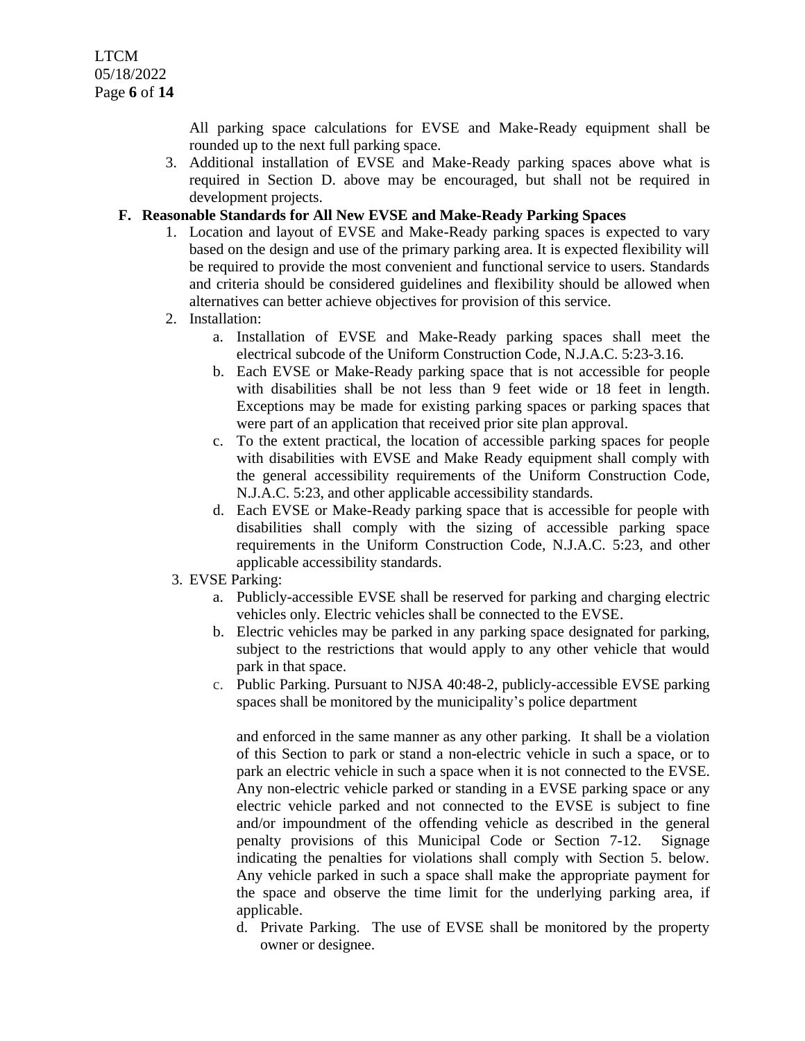All parking space calculations for EVSE and Make-Ready equipment shall be rounded up to the next full parking space.

3. Additional installation of EVSE and Make-Ready parking spaces above what is required in Section D. above may be encouraged, but shall not be required in development projects.

**F. Reasonable Standards for All New EVSE and Make-Ready Parking Spaces**

1. Location and layout of EVSE and Make-Ready parking spaces is expected to vary based on the design and use of the primary parking area. It is expected flexibility will be required to provide the most convenient and functional service to users. Standards and criteria should be considered guidelines and flexibility should be allowed when alternatives can better achieve objectives for provision of this service.
2. Installation:
   a. Installation of EVSE and Make-Ready parking spaces shall meet the electrical subcode of the Uniform Construction Code, N.J.A.C. 5:23-3.16.
   b. Each EVSE or Make-Ready parking space that is not accessible for people with disabilities shall be not less than 9 feet wide or 18 feet in length. Exceptions may be made for existing parking spaces or parking spaces that were part of an application that received prior site plan approval.
   c. To the extent practical, the location of accessible parking spaces for people with disabilities with EVSE and Make Ready equipment shall comply with the general accessibility requirements of the Uniform Construction Code, N.J.A.C. 5:23, and other applicable accessibility standards.
   d. Each EVSE or Make-Ready parking space that is accessible for people with disabilities shall comply with the sizing of accessible parking space requirements in the Uniform Construction Code, N.J.A.C. 5:23, and other applicable accessibility standards.
3. EVSE Parking:
   a. Publicly-accessible EVSE shall be reserved for parking and charging electric vehicles only. Electric vehicles shall be connected to the EVSE.
   b. Electric vehicles may be parked in any parking space designated for parking, subject to the restrictions that would apply to any other vehicle that would park in that space.
   c. Public Parking. Pursuant to NJSA 40:48-2, publicly-accessible EVSE parking spaces shall be monitored by the municipality's police department

      and enforced in the same manner as any other parking. It shall be a violation of this Section to park or stand a non-electric vehicle in such a space, or to park an electric vehicle in such a space when it is not connected to the EVSE. Any non-electric vehicle parked or standing in a EVSE parking space or any electric vehicle parked and not connected to the EVSE is subject to fine and/or impoundment of the offending vehicle as described in the general penalty provisions of this Municipal Code or Section 7-12. Signage indicating the penalties for violations shall comply with Section 5. below. Any vehicle parked in such a space shall make the appropriate payment for the space and observe the time limit for the underlying parking area, if applicable.
   d. Private Parking. The use of EVSE shall be monitored by the property owner or designee.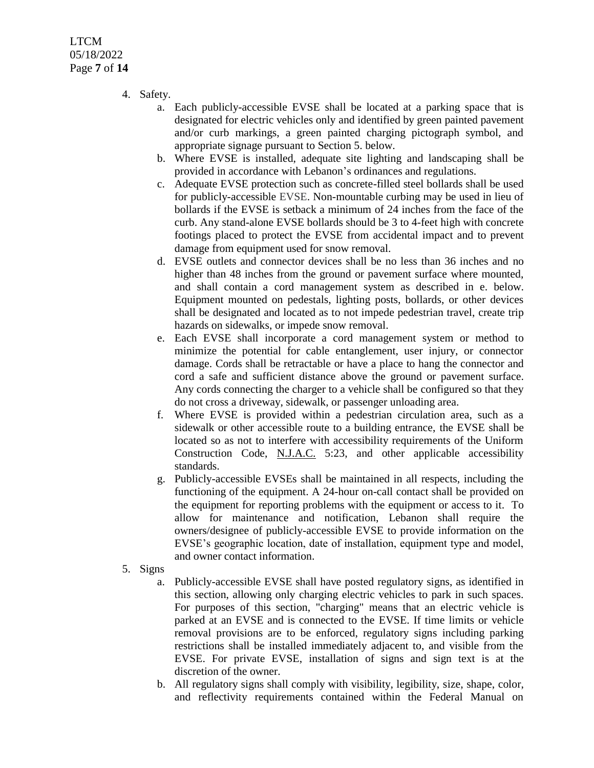4. Safety.
   a. Each publicly-accessible EVSE shall be located at a parking space that is designated for electric vehicles only and identified by green painted pavement and/or curb markings, a green painted charging pictograph symbol, and appropriate signage pursuant to Section 5. below.
   b. Where EVSE is installed, adequate site lighting and landscaping shall be provided in accordance with Lebanon's ordinances and regulations.
   c. Adequate EVSE protection such as concrete-filled steel bollards shall be used for publicly-accessible EVSE. Non-mountable curbing may be used in lieu of bollards if the EVSE is setback a minimum of 24 inches from the face of the curb. Any stand-alone EVSE bollards should be 3 to 4-feet high with concrete footings placed to protect the EVSE from accidental impact and to prevent damage from equipment used for snow removal.
   d. EVSE outlets and connector devices shall be no less than 36 inches and no higher than 48 inches from the ground or pavement surface where mounted, and shall contain a cord management system as described in e. below. Equipment mounted on pedestals, lighting posts, bollards, or other devices shall be designated and located as to not impede pedestrian travel, create trip hazards on sidewalks, or impede snow removal.
   e. Each EVSE shall incorporate a cord management system or method to minimize the potential for cable entanglement, user injury, or connector damage. Cords shall be retractable or have a place to hang the connector and cord a safe and sufficient distance above the ground or pavement surface. Any cords connecting the charger to a vehicle shall be configured so that they do not cross a driveway, sidewalk, or passenger unloading area.
   f. Where EVSE is provided within a pedestrian circulation area, such as a sidewalk or other accessible route to a building entrance, the EVSE shall be located so as not to interfere with accessibility requirements of the Uniform Construction Code, N.J.A.C. 5:23, and other applicable accessibility standards.
   g. Publicly-accessible EVSEs shall be maintained in all respects, including the functioning of the equipment. A 24-hour on-call contact shall be provided on the equipment for reporting problems with the equipment or access to it. To allow for maintenance and notification, Lebanon shall require the owners/designee of publicly-accessible EVSE to provide information on the EVSE's geographic location, date of installation, equipment type and model, and owner contact information.
5. Signs
   a. Publicly-accessible EVSE shall have posted regulatory signs, as identified in this section, allowing only charging electric vehicles to park in such spaces. For purposes of this section, "charging" means that an electric vehicle is parked at an EVSE and is connected to the EVSE. If time limits or vehicle removal provisions are to be enforced, regulatory signs including parking restrictions shall be installed immediately adjacent to, and visible from the EVSE. For private EVSE, installation of signs and sign text is at the discretion of the owner.
   b. All regulatory signs shall comply with visibility, legibility, size, shape, color, and reflectivity requirements contained within the Federal Manual on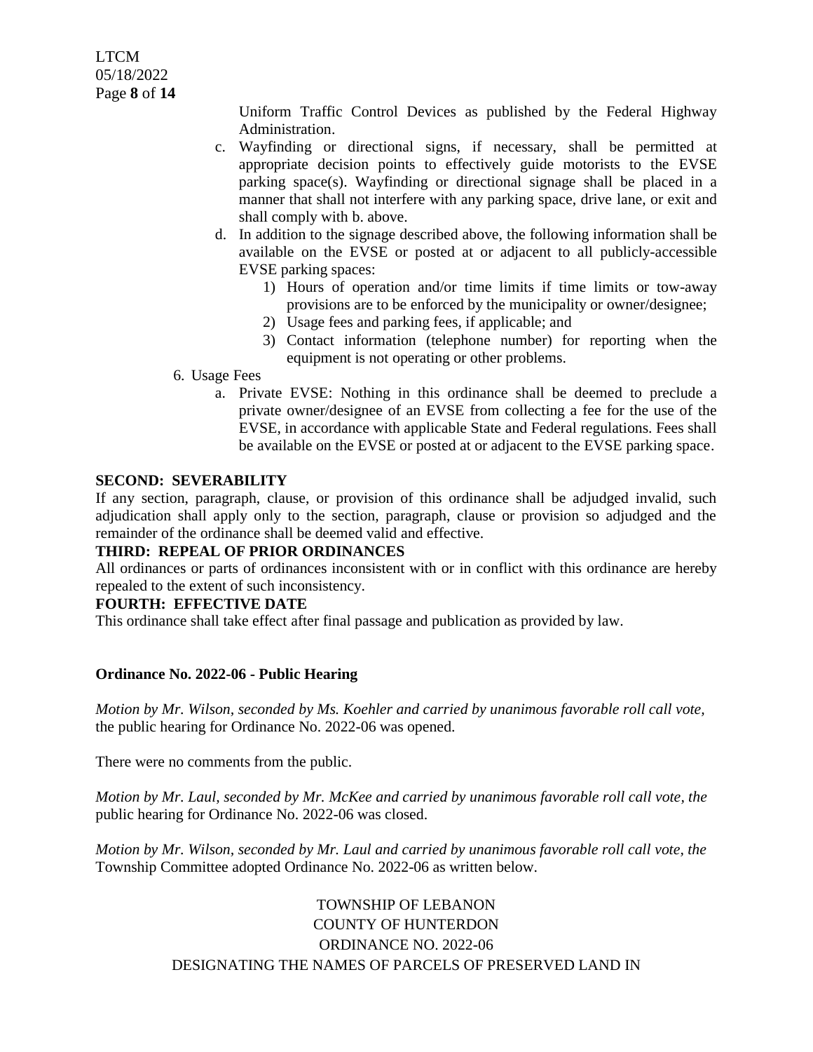Uniform Traffic Control Devices as published by the Federal Highway Administration.

c. Wayfinding or directional signs, if necessary, shall be permitted at appropriate decision points to effectively guide motorists to the EVSE parking space(s). Wayfinding or directional signage shall be placed in a manner that shall not interfere with any parking space, drive lane, or exit and shall comply with b. above.

d. In addition to the signage described above, the following information shall be available on the EVSE or posted at or adjacent to all publicly-accessible EVSE parking spaces:

   1) Hours of operation and/or time limits if time limits or tow-away provisions are to be enforced by the municipality or owner/designee;
   2) Usage fees and parking fees, if applicable; and
   3) Contact information (telephone number) for reporting when the equipment is not operating or other problems.

6. Usage Fees

   a. Private EVSE: Nothing in this ordinance shall be deemed to preclude a private owner/designee of an EVSE from collecting a fee for the use of the EVSE, in accordance with applicable State and Federal regulations. Fees shall be available on the EVSE or posted at or adjacent to the EVSE parking space.

**SECOND: SEVERABILITY**

If any section, paragraph, clause, or provision of this ordinance shall be adjudged invalid, such adjudication shall apply only to the section, paragraph, clause or provision so adjudged and the remainder of the ordinance shall be deemed valid and effective.

**THIRD: REPEAL OF PRIOR ORDINANCES**

All ordinances or parts of ordinances inconsistent with or in conflict with this ordinance are hereby repealed to the extent of such inconsistency.

**FOURTH: EFFECTIVE DATE**

This ordinance shall take effect after final passage and publication as provided by law.

**Ordinance No. 2022-06 - Public Hearing**

*Motion by Mr. Wilson, seconded by Ms. Koehler and carried by unanimous favorable roll call vote,* the public hearing for Ordinance No. 2022-06 was opened.

There were no comments from the public.

*Motion by Mr. Laul, seconded by Mr. McKee and carried by unanimous favorable roll call vote, the* public hearing for Ordinance No. 2022-06 was closed.

*Motion by Mr. Wilson, seconded by Mr. Laul and carried by unanimous favorable roll call vote, the* Township Committee adopted Ordinance No. 2022-06 as written below.

TOWNSHIP OF LEBANON
COUNTY OF HUNTERDON
ORDINANCE NO. 2022-06
DESIGNATING THE NAMES OF PARCELS OF PRESERVED LAND IN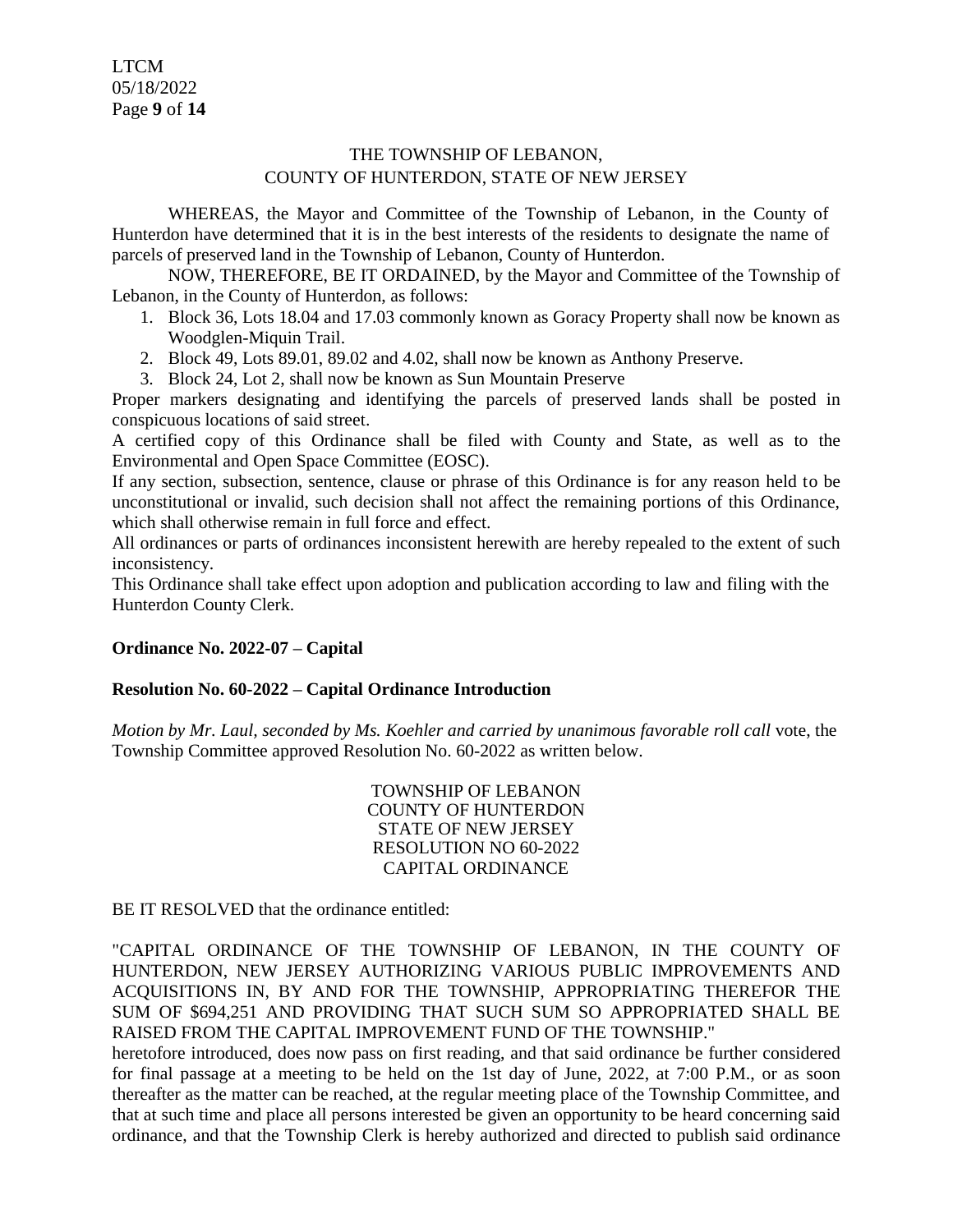THE TOWNSHIP OF LEBANON,
COUNTY OF HUNTERDON, STATE OF NEW JERSEY

WHEREAS, the Mayor and Committee of the Township of Lebanon, in the County of Hunterdon have determined that it is in the best interests of the residents to designate the name of parcels of preserved land in the Township of Lebanon, County of Hunterdon.

NOW, THEREFORE, BE IT ORDAINED, by the Mayor and Committee of the Township of Lebanon, in the County of Hunterdon, as follows:

1. Block 36, Lots 18.04 and 17.03 commonly known as Goracy Property shall now be known as Woodglen-Miquin Trail.
2. Block 49, Lots 89.01, 89.02 and 4.02, shall now be known as Anthony Preserve.
3. Block 24, Lot 2, shall now be known as Sun Mountain Preserve

Proper markers designating and identifying the parcels of preserved lands shall be posted in conspicuous locations of said street.

A certified copy of this Ordinance shall be filed with County and State, as well as to the Environmental and Open Space Committee (EOSC).

If any section, subsection, sentence, clause or phrase of this Ordinance is for any reason held to be unconstitutional or invalid, such decision shall not affect the remaining portions of this Ordinance, which shall otherwise remain in full force and effect.

All ordinances or parts of ordinances inconsistent herewith are hereby repealed to the extent of such inconsistency.

This Ordinance shall take effect upon adoption and publication according to law and filing with the Hunterdon County Clerk.

**Ordinance No. 2022-07 – Capital**

**Resolution No. 60-2022 – Capital Ordinance Introduction**

*Motion by Mr. Laul, seconded by Ms. Koehler and carried by unanimous favorable roll call* vote, the Township Committee approved Resolution No. 60-2022 as written below.

TOWNSHIP OF LEBANON
COUNTY OF HUNTERDON
STATE OF NEW JERSEY
RESOLUTION NO 60-2022
CAPITAL ORDINANCE

BE IT RESOLVED that the ordinance entitled:

"CAPITAL ORDINANCE OF THE TOWNSHIP OF LEBANON, IN THE COUNTY OF HUNTERDON, NEW JERSEY AUTHORIZING VARIOUS PUBLIC IMPROVEMENTS AND ACQUISITIONS IN, BY AND FOR THE TOWNSHIP, APPROPRIATING THEREFOR THE SUM OF $694,251 AND PROVIDING THAT SUCH SUM SO APPROPRIATED SHALL BE RAISED FROM THE CAPITAL IMPROVEMENT FUND OF THE TOWNSHIP."

heretofore introduced, does now pass on first reading, and that said ordinance be further considered for final passage at a meeting to be held on the 1st day of June, 2022, at 7:00 P.M., or as soon thereafter as the matter can be reached, at the regular meeting place of the Township Committee, and that at such time and place all persons interested be given an opportunity to be heard concerning said ordinance, and that the Township Clerk is hereby authorized and directed to publish said ordinance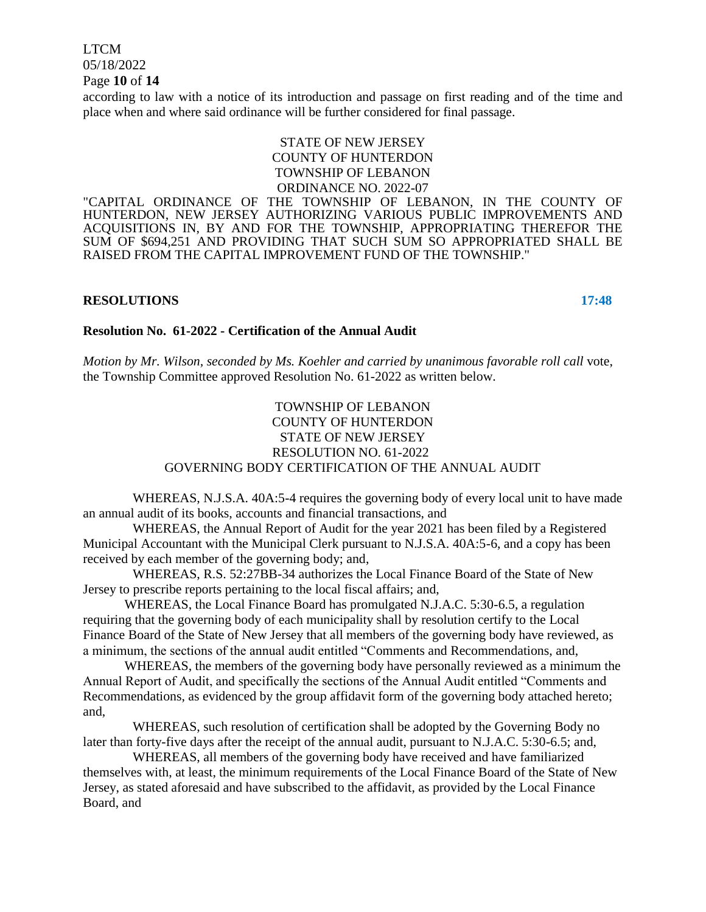according to law with a notice of its introduction and passage on first reading and of the time and place when and where said ordinance will be further considered for final passage.

STATE OF NEW JERSEY
COUNTY OF HUNTERDON
TOWNSHIP OF LEBANON
ORDINANCE NO. 2022-07

"CAPITAL ORDINANCE OF THE TOWNSHIP OF LEBANON, IN THE COUNTY OF HUNTERDON, NEW JERSEY AUTHORIZING VARIOUS PUBLIC IMPROVEMENTS AND ACQUISITIONS IN, BY AND FOR THE TOWNSHIP, APPROPRIATING THEREFOR THE SUM OF $694,251 AND PROVIDING THAT SUCH SUM SO APPROPRIATED SHALL BE RAISED FROM THE CAPITAL IMPROVEMENT FUND OF THE TOWNSHIP."

**RESOLUTIONS** **17:48**

**Resolution No. 61-2022 - Certification of the Annual Audit**

*Motion by Mr. Wilson, seconded by Ms. Koehler and carried by unanimous favorable roll call* vote, the Township Committee approved Resolution No. 61-2022 as written below.

TOWNSHIP OF LEBANON
COUNTY OF HUNTERDON
STATE OF NEW JERSEY
RESOLUTION NO. 61-2022
GOVERNING BODY CERTIFICATION OF THE ANNUAL AUDIT

WHEREAS, N.J.S.A. 40A:5-4 requires the governing body of every local unit to have made an annual audit of its books, accounts and financial transactions, and

WHEREAS, the Annual Report of Audit for the year 2021 has been filed by a Registered Municipal Accountant with the Municipal Clerk pursuant to N.J.S.A. 40A:5-6, and a copy has been received by each member of the governing body; and,

WHEREAS, R.S. 52:27BB-34 authorizes the Local Finance Board of the State of New Jersey to prescribe reports pertaining to the local fiscal affairs; and,

WHEREAS, the Local Finance Board has promulgated N.J.A.C. 5:30-6.5, a regulation requiring that the governing body of each municipality shall by resolution certify to the Local Finance Board of the State of New Jersey that all members of the governing body have reviewed, as a minimum, the sections of the annual audit entitled "Comments and Recommendations, and,

WHEREAS, the members of the governing body have personally reviewed as a minimum the Annual Report of Audit, and specifically the sections of the Annual Audit entitled "Comments and Recommendations, as evidenced by the group affidavit form of the governing body attached hereto; and,

WHEREAS, such resolution of certification shall be adopted by the Governing Body no later than forty-five days after the receipt of the annual audit, pursuant to N.J.A.C. 5:30-6.5; and,

WHEREAS, all members of the governing body have received and have familiarized themselves with, at least, the minimum requirements of the Local Finance Board of the State of New Jersey, as stated aforesaid and have subscribed to the affidavit, as provided by the Local Finance Board, and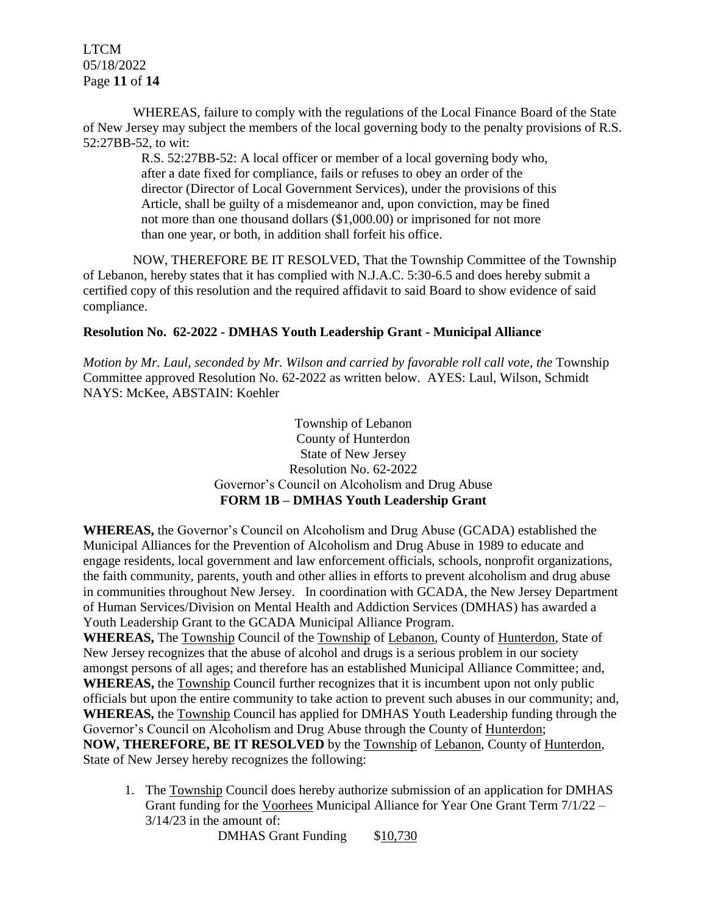WHEREAS, failure to comply with the regulations of the Local Finance Board of the State of New Jersey may subject the members of the local governing body to the penalty provisions of R.S. 52:27BB-52, to wit:

> R.S. 52:27BB-52: A local officer or member of a local governing body who, after a date fixed for compliance, fails or refuses to obey an order of the director (Director of Local Government Services), under the provisions of this Article, shall be guilty of a misdemeanor and, upon conviction, may be fined not more than one thousand dollars ($1,000.00) or imprisoned for not more than one year, or both, in addition shall forfeit his office.

NOW, THEREFORE BE IT RESOLVED, That the Township Committee of the Township of Lebanon, hereby states that it has complied with N.J.A.C. 5:30-6.5 and does hereby submit a certified copy of this resolution and the required affidavit to said Board to show evidence of said compliance.

**Resolution No. 62-2022 - DMHAS Youth Leadership Grant - Municipal Alliance**

*Motion by Mr. Laul, seconded by Mr. Wilson and carried by favorable roll call vote, the* Township Committee approved Resolution No. 62-2022 as written below. AYES: Laul, Wilson, Schmidt NAYS: McKee, ABSTAIN: Koehler

Township of Lebanon
County of Hunterdon
State of New Jersey
Resolution No. 62-2022
Governor's Council on Alcoholism and Drug Abuse
**FORM 1B – DMHAS Youth Leadership Grant**

**WHEREAS,** the Governor's Council on Alcoholism and Drug Abuse (GCADA) established the Municipal Alliances for the Prevention of Alcoholism and Drug Abuse in 1989 to educate and engage residents, local government and law enforcement officials, schools, nonprofit organizations, the faith community, parents, youth and other allies in efforts to prevent alcoholism and drug abuse in communities throughout New Jersey. In coordination with GCADA, the New Jersey Department of Human Services/Division on Mental Health and Addiction Services (DMHAS) has awarded a Youth Leadership Grant to the GCADA Municipal Alliance Program.

**WHEREAS,** The Township Council of the Township of Lebanon, County of Hunterdon, State of New Jersey recognizes that the abuse of alcohol and drugs is a serious problem in our society amongst persons of all ages; and therefore has an established Municipal Alliance Committee; and,

**WHEREAS,** the Township Council further recognizes that it is incumbent upon not only public officials but upon the entire community to take action to prevent such abuses in our community; and,

**WHEREAS,** the Township Council has applied for DMHAS Youth Leadership funding through the Governor's Council on Alcoholism and Drug Abuse through the County of Hunterdon;

**NOW, THEREFORE, BE IT RESOLVED** by the Township of Lebanon, County of Hunterdon, State of New Jersey hereby recognizes the following:

1. The Township Council does hereby authorize submission of an application for DMHAS Grant funding for the Voorhees Municipal Alliance for Year One Grant Term 7/1/22 – 3/14/23 in the amount of:

   DMHAS Grant Funding $10,730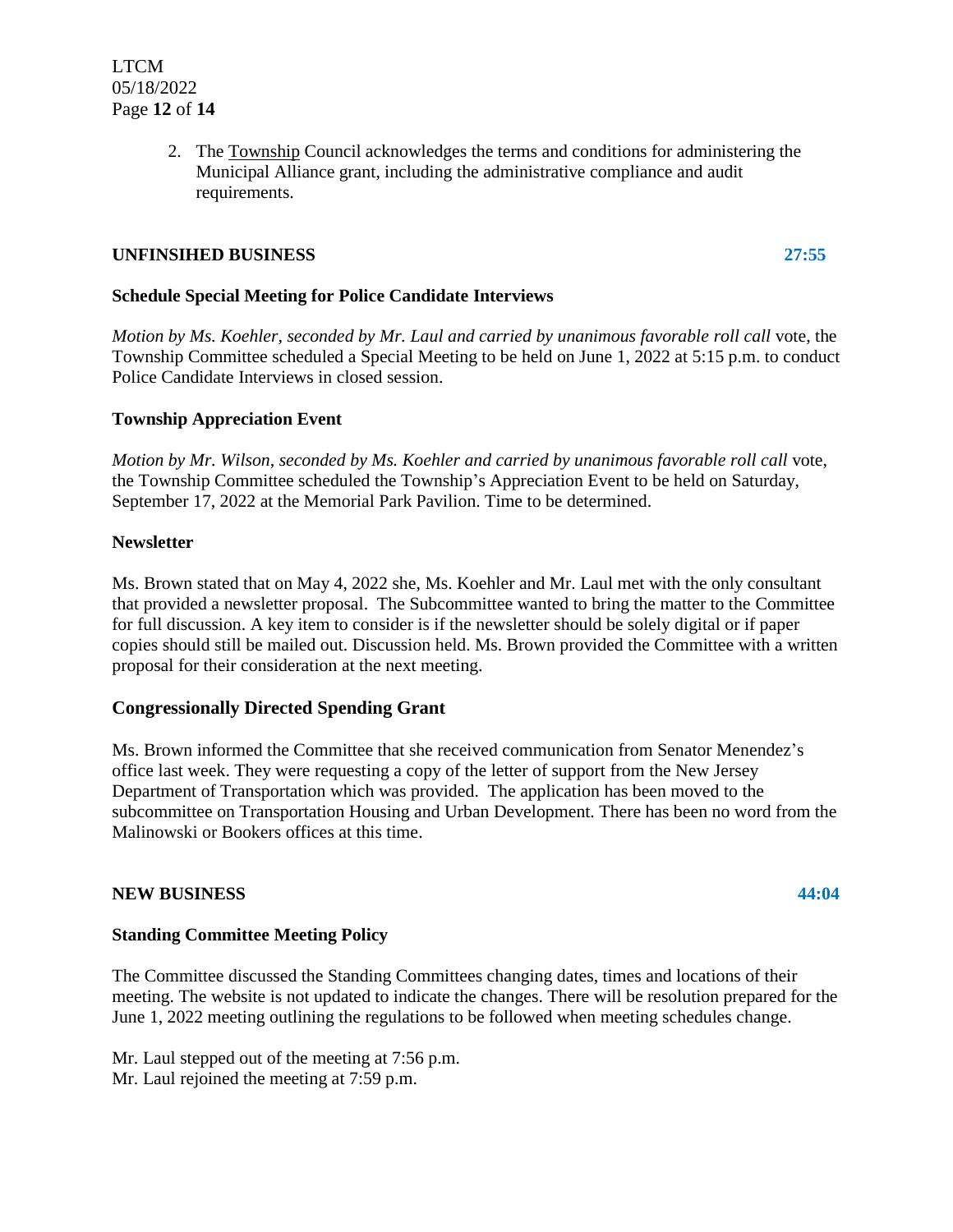2. The Township Council acknowledges the terms and conditions for administering the Municipal Alliance grant, including the administrative compliance and audit requirements.

**UNFINSIHED BUSINESS** **27:55**

**Schedule Special Meeting for Police Candidate Interviews**

*Motion by Ms. Koehler, seconded by Mr. Laul and carried by unanimous favorable roll call* vote, the Township Committee scheduled a Special Meeting to be held on June 1, 2022 at 5:15 p.m. to conduct Police Candidate Interviews in closed session.

**Township Appreciation Event**

*Motion by Mr. Wilson, seconded by Ms. Koehler and carried by unanimous favorable roll call* vote, the Township Committee scheduled the Township's Appreciation Event to be held on Saturday, September 17, 2022 at the Memorial Park Pavilion. Time to be determined.

**Newsletter**

Ms. Brown stated that on May 4, 2022 she, Ms. Koehler and Mr. Laul met with the only consultant that provided a newsletter proposal. The Subcommittee wanted to bring the matter to the Committee for full discussion. A key item to consider is if the newsletter should be solely digital or if paper copies should still be mailed out. Discussion held. Ms. Brown provided the Committee with a written proposal for their consideration at the next meeting.

**Congressionally Directed Spending Grant**

Ms. Brown informed the Committee that she received communication from Senator Menendez's office last week. They were requesting a copy of the letter of support from the New Jersey Department of Transportation which was provided. The application has been moved to the subcommittee on Transportation Housing and Urban Development. There has been no word from the Malinowski or Bookers offices at this time.

**NEW BUSINESS** **44:04**

**Standing Committee Meeting Policy**

The Committee discussed the Standing Committees changing dates, times and locations of their meeting. The website is not updated to indicate the changes. There will be resolution prepared for the June 1, 2022 meeting outlining the regulations to be followed when meeting schedules change.

Mr. Laul stepped out of the meeting at 7:56 p.m.
Mr. Laul rejoined the meeting at 7:59 p.m.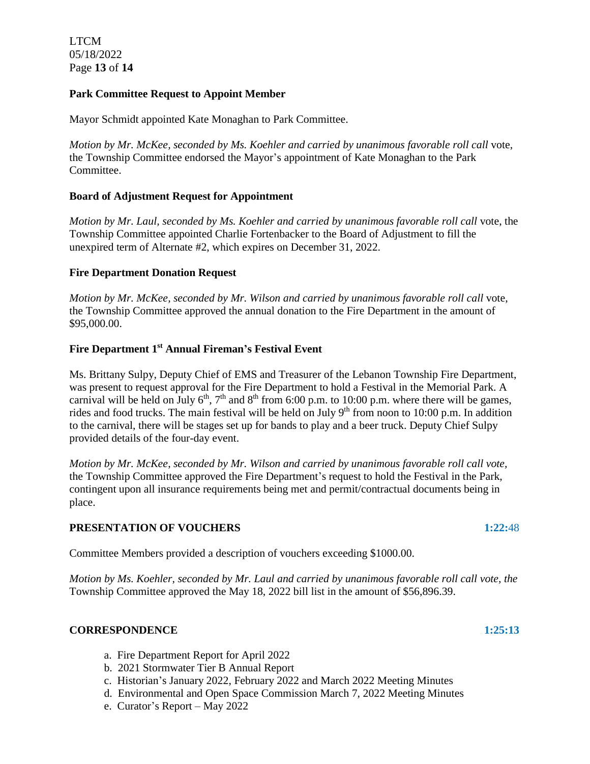**Park Committee Request to Appoint Member**

Mayor Schmidt appointed Kate Monaghan to Park Committee.

*Motion by Mr. McKee, seconded by Ms. Koehler and carried by unanimous favorable roll call* vote, the Township Committee endorsed the Mayor's appointment of Kate Monaghan to the Park Committee.

**Board of Adjustment Request for Appointment**

*Motion by Mr. Laul, seconded by Ms. Koehler and carried by unanimous favorable roll call* vote, the Township Committee appointed Charlie Fortenbacker to the Board of Adjustment to fill the unexpired term of Alternate #2, which expires on December 31, 2022.

**Fire Department Donation Request**

*Motion by Mr. McKee, seconded by Mr. Wilson and carried by unanimous favorable roll call* vote, the Township Committee approved the annual donation to the Fire Department in the amount of $95,000.00.

**Fire Department 1st Annual Fireman's Festival Event**

Ms. Brittany Sulpy, Deputy Chief of EMS and Treasurer of the Lebanon Township Fire Department, was present to request approval for the Fire Department to hold a Festival in the Memorial Park. A carnival will be held on July 6th, 7th and 8th from 6:00 p.m. to 10:00 p.m. where there will be games, rides and food trucks. The main festival will be held on July 9th from noon to 10:00 p.m. In addition to the carnival, there will be stages set up for bands to play and a beer truck. Deputy Chief Sulpy provided details of the four-day event.

*Motion by Mr. McKee, seconded by Mr. Wilson and carried by unanimous favorable roll call vote,* the Township Committee approved the Fire Department's request to hold the Festival in the Park, contingent upon all insurance requirements being met and permit/contractual documents being in place.

**PRESENTATION OF VOUCHERS** **1:22:**48

Committee Members provided a description of vouchers exceeding $1000.00.

*Motion by Ms. Koehler, seconded by Mr. Laul and carried by unanimous favorable roll call vote, the* Township Committee approved the May 18, 2022 bill list in the amount of $56,896.39.

**CORRESPONDENCE** **1:25:13**

a. Fire Department Report for April 2022
b. 2021 Stormwater Tier B Annual Report
c. Historian's January 2022, February 2022 and March 2022 Meeting Minutes
d. Environmental and Open Space Commission March 7, 2022 Meeting Minutes
e. Curator's Report – May 2022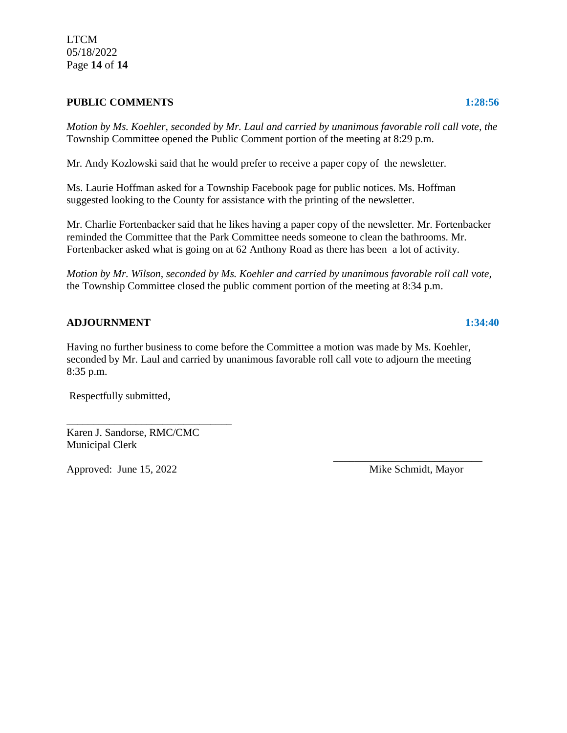## PUBLIC COMMENTS 1:28:56

*Motion by Ms. Koehler, seconded by Mr. Laul and carried by unanimous favorable roll call vote, the* Township Committee opened the Public Comment portion of the meeting at 8:29 p.m.

Mr. Andy Kozlowski said that he would prefer to receive a paper copy of the newsletter.

Ms. Laurie Hoffman asked for a Township Facebook page for public notices. Ms. Hoffman suggested looking to the County for assistance with the printing of the newsletter.

Mr. Charlie Fortenbacker said that he likes having a paper copy of the newsletter. Mr. Fortenbacker reminded the Committee that the Park Committee needs someone to clean the bathrooms. Mr. Fortenbacker asked what is going on at 62 Anthony Road as there has been a lot of activity.

*Motion by Mr. Wilson, seconded by Ms. Koehler and carried by unanimous favorable roll call vote,* the Township Committee closed the public comment portion of the meeting at 8:34 p.m.

## ADJOURNMENT 1:34:40

Having no further business to come before the Committee a motion was made by Ms. Koehler, seconded by Mr. Laul and carried by unanimous favorable roll call vote to adjourn the meeting 8:35 p.m.

Respectfully submitted,

______________________________
Karen J. Sandorse, RMC/CMC
Municipal Clerk

Approved: June 15, 2022

______________________________
Mike Schmidt, Mayor